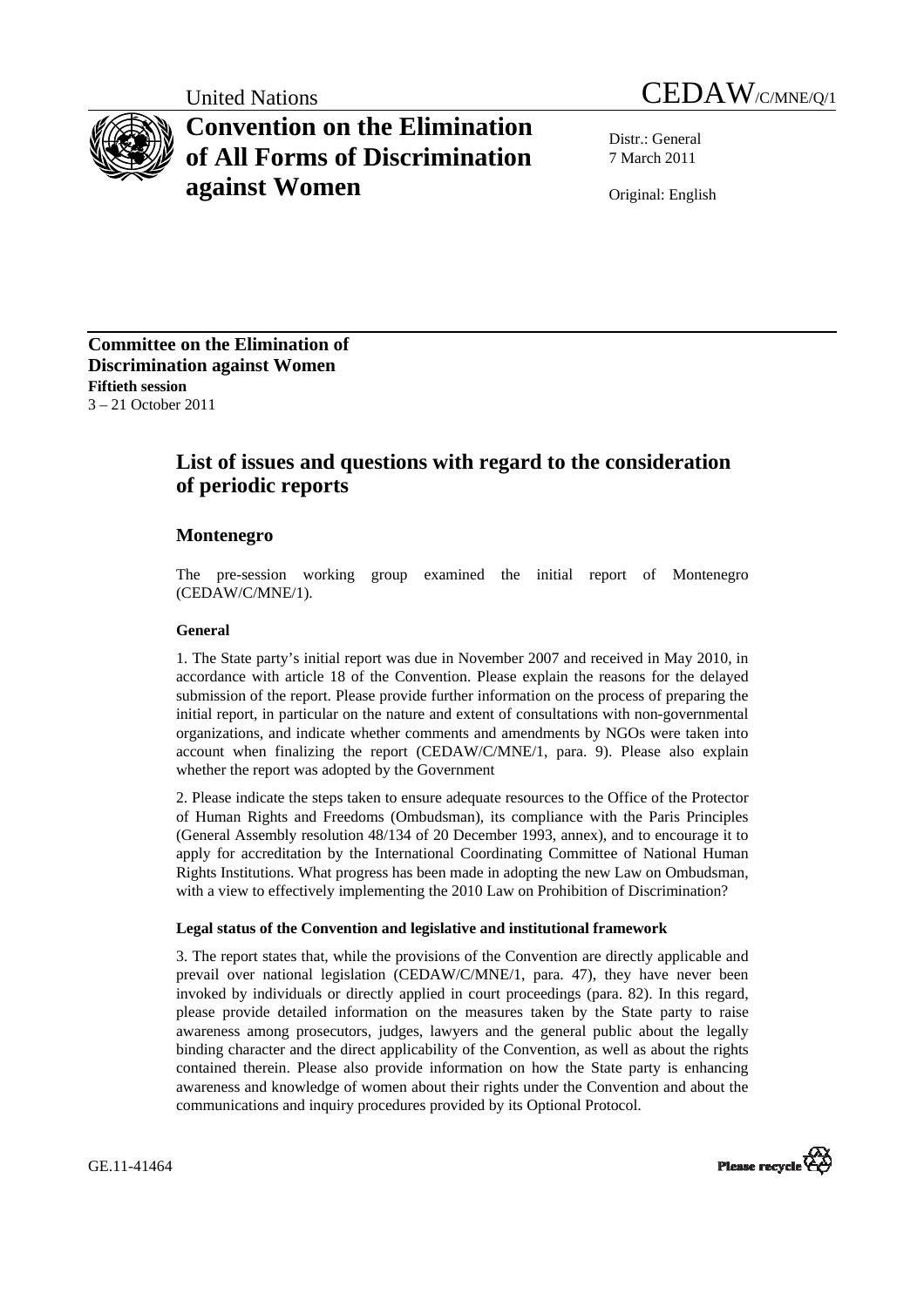United Nations CEDAW/C/MNE/Q/1

# Convention on the Elimination of All Forms of Discrimination against Women

Distr.: General
7 March 2011

Original: English

**Committee on the Elimination of Discrimination against Women**
**Fiftieth session**
3 – 21 October 2011

## List of issues and questions with regard to the consideration of periodic reports

### Montenegro

The pre-session working group examined the initial report of Montenegro (CEDAW/C/MNE/1).

#### General

1. The State party's initial report was due in November 2007 and received in May 2010, in accordance with article 18 of the Convention. Please explain the reasons for the delayed submission of the report. Please provide further information on the process of preparing the initial report, in particular on the nature and extent of consultations with non-governmental organizations, and indicate whether comments and amendments by NGOs were taken into account when finalizing the report (CEDAW/C/MNE/1, para. 9). Please also explain whether the report was adopted by the Government

2. Please indicate the steps taken to ensure adequate resources to the Office of the Protector of Human Rights and Freedoms (Ombudsman), its compliance with the Paris Principles (General Assembly resolution 48/134 of 20 December 1993, annex), and to encourage it to apply for accreditation by the International Coordinating Committee of National Human Rights Institutions. What progress has been made in adopting the new Law on Ombudsman, with a view to effectively implementing the 2010 Law on Prohibition of Discrimination?

#### Legal status of the Convention and legislative and institutional framework

3. The report states that, while the provisions of the Convention are directly applicable and prevail over national legislation (CEDAW/C/MNE/1, para. 47), they have never been invoked by individuals or directly applied in court proceedings (para. 82). In this regard, please provide detailed information on the measures taken by the State party to raise awareness among prosecutors, judges, lawyers and the general public about the legally binding character and the direct applicability of the Convention, as well as about the rights contained therein. Please also provide information on how the State party is enhancing awareness and knowledge of women about their rights under the Convention and about the communications and inquiry procedures provided by its Optional Protocol.

GE.11-41464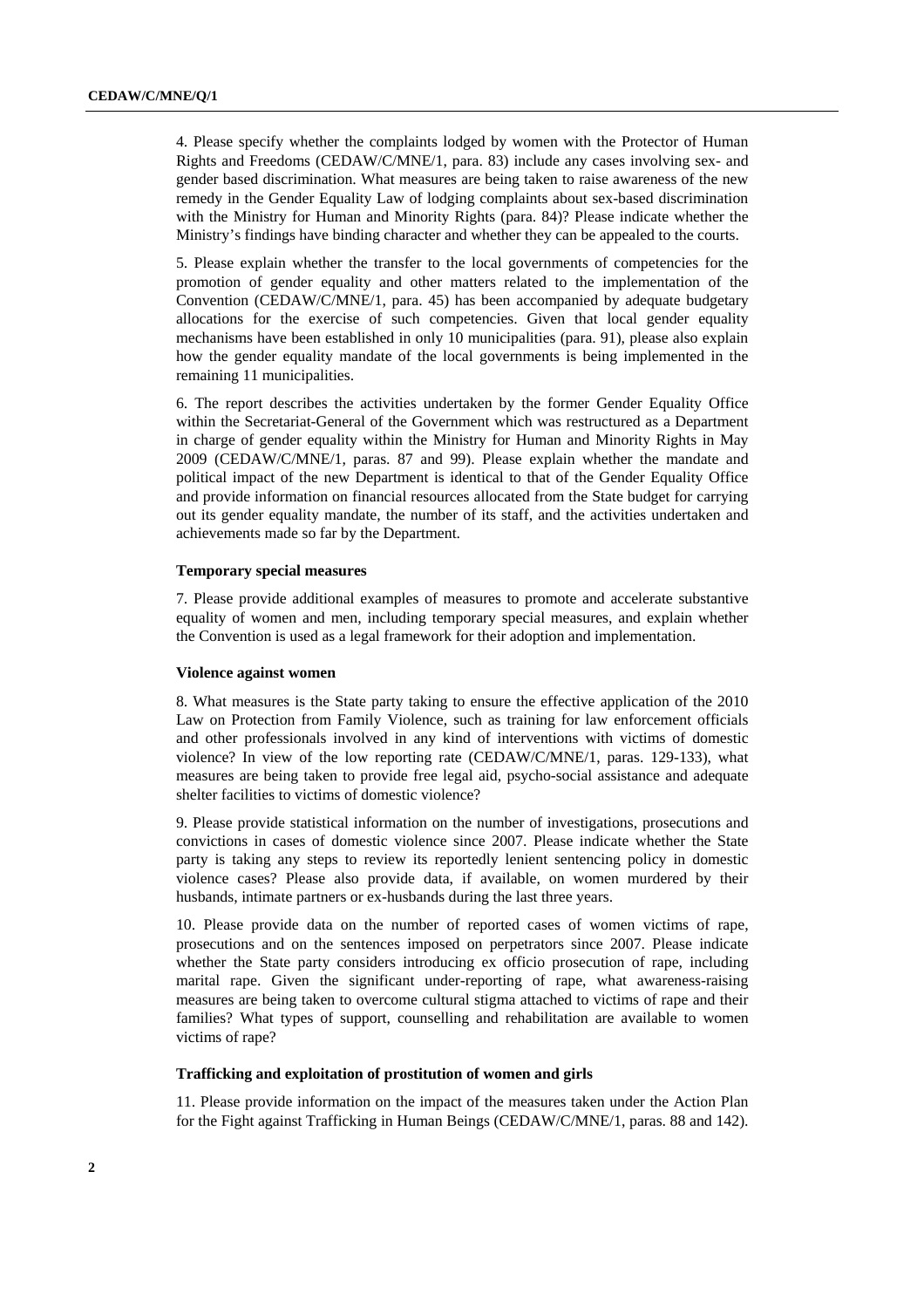4. Please specify whether the complaints lodged by women with the Protector of Human Rights and Freedoms (CEDAW/C/MNE/1, para. 83) include any cases involving sex- and gender based discrimination. What measures are being taken to raise awareness of the new remedy in the Gender Equality Law of lodging complaints about sex-based discrimination with the Ministry for Human and Minority Rights (para. 84)? Please indicate whether the Ministry's findings have binding character and whether they can be appealed to the courts.

5. Please explain whether the transfer to the local governments of competencies for the promotion of gender equality and other matters related to the implementation of the Convention (CEDAW/C/MNE/1, para. 45) has been accompanied by adequate budgetary allocations for the exercise of such competencies. Given that local gender equality mechanisms have been established in only 10 municipalities (para. 91), please also explain how the gender equality mandate of the local governments is being implemented in the remaining 11 municipalities.

6. The report describes the activities undertaken by the former Gender Equality Office within the Secretariat-General of the Government which was restructured as a Department in charge of gender equality within the Ministry for Human and Minority Rights in May 2009 (CEDAW/C/MNE/1, paras. 87 and 99). Please explain whether the mandate and political impact of the new Department is identical to that of the Gender Equality Office and provide information on financial resources allocated from the State budget for carrying out its gender equality mandate, the number of its staff, and the activities undertaken and achievements made so far by the Department.

### Temporary special measures

7. Please provide additional examples of measures to promote and accelerate substantive equality of women and men, including temporary special measures, and explain whether the Convention is used as a legal framework for their adoption and implementation.

### Violence against women

8. What measures is the State party taking to ensure the effective application of the 2010 Law on Protection from Family Violence, such as training for law enforcement officials and other professionals involved in any kind of interventions with victims of domestic violence? In view of the low reporting rate (CEDAW/C/MNE/1, paras. 129-133), what measures are being taken to provide free legal aid, psycho-social assistance and adequate shelter facilities to victims of domestic violence?

9. Please provide statistical information on the number of investigations, prosecutions and convictions in cases of domestic violence since 2007. Please indicate whether the State party is taking any steps to review its reportedly lenient sentencing policy in domestic violence cases? Please also provide data, if available, on women murdered by their husbands, intimate partners or ex-husbands during the last three years.

10. Please provide data on the number of reported cases of women victims of rape, prosecutions and on the sentences imposed on perpetrators since 2007. Please indicate whether the State party considers introducing ex officio prosecution of rape, including marital rape. Given the significant under-reporting of rape, what awareness-raising measures are being taken to overcome cultural stigma attached to victims of rape and their families? What types of support, counselling and rehabilitation are available to women victims of rape?

### Trafficking and exploitation of prostitution of women and girls

11. Please provide information on the impact of the measures taken under the Action Plan for the Fight against Trafficking in Human Beings (CEDAW/C/MNE/1, paras. 88 and 142).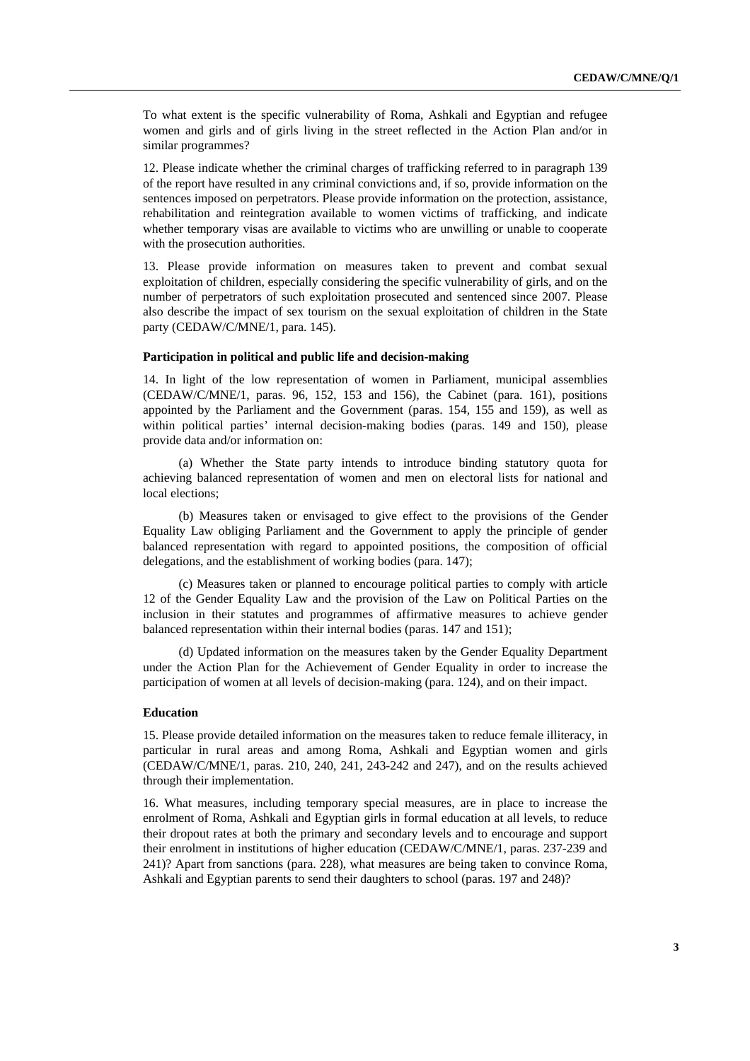To what extent is the specific vulnerability of Roma, Ashkali and Egyptian and refugee women and girls and of girls living in the street reflected in the Action Plan and/or in similar programmes?

12. Please indicate whether the criminal charges of trafficking referred to in paragraph 139 of the report have resulted in any criminal convictions and, if so, provide information on the sentences imposed on perpetrators. Please provide information on the protection, assistance, rehabilitation and reintegration available to women victims of trafficking, and indicate whether temporary visas are available to victims who are unwilling or unable to cooperate with the prosecution authorities.

13. Please provide information on measures taken to prevent and combat sexual exploitation of children, especially considering the specific vulnerability of girls, and on the number of perpetrators of such exploitation prosecuted and sentenced since 2007. Please also describe the impact of sex tourism on the sexual exploitation of children in the State party (CEDAW/C/MNE/1, para. 145).

### Participation in political and public life and decision-making

14. In light of the low representation of women in Parliament, municipal assemblies (CEDAW/C/MNE/1, paras. 96, 152, 153 and 156), the Cabinet (para. 161), positions appointed by the Parliament and the Government (paras. 154, 155 and 159), as well as within political parties' internal decision-making bodies (paras. 149 and 150), please provide data and/or information on:

(a) Whether the State party intends to introduce binding statutory quota for achieving balanced representation of women and men on electoral lists for national and local elections;

(b) Measures taken or envisaged to give effect to the provisions of the Gender Equality Law obliging Parliament and the Government to apply the principle of gender balanced representation with regard to appointed positions, the composition of official delegations, and the establishment of working bodies (para. 147);

(c) Measures taken or planned to encourage political parties to comply with article 12 of the Gender Equality Law and the provision of the Law on Political Parties on the inclusion in their statutes and programmes of affirmative measures to achieve gender balanced representation within their internal bodies (paras. 147 and 151);

(d) Updated information on the measures taken by the Gender Equality Department under the Action Plan for the Achievement of Gender Equality in order to increase the participation of women at all levels of decision-making (para. 124), and on their impact.

### Education

15. Please provide detailed information on the measures taken to reduce female illiteracy, in particular in rural areas and among Roma, Ashkali and Egyptian women and girls (CEDAW/C/MNE/1, paras. 210, 240, 241, 243-242 and 247), and on the results achieved through their implementation.

16. What measures, including temporary special measures, are in place to increase the enrolment of Roma, Ashkali and Egyptian girls in formal education at all levels, to reduce their dropout rates at both the primary and secondary levels and to encourage and support their enrolment in institutions of higher education (CEDAW/C/MNE/1, paras. 237-239 and 241)? Apart from sanctions (para. 228), what measures are being taken to convince Roma, Ashkali and Egyptian parents to send their daughters to school (paras. 197 and 248)?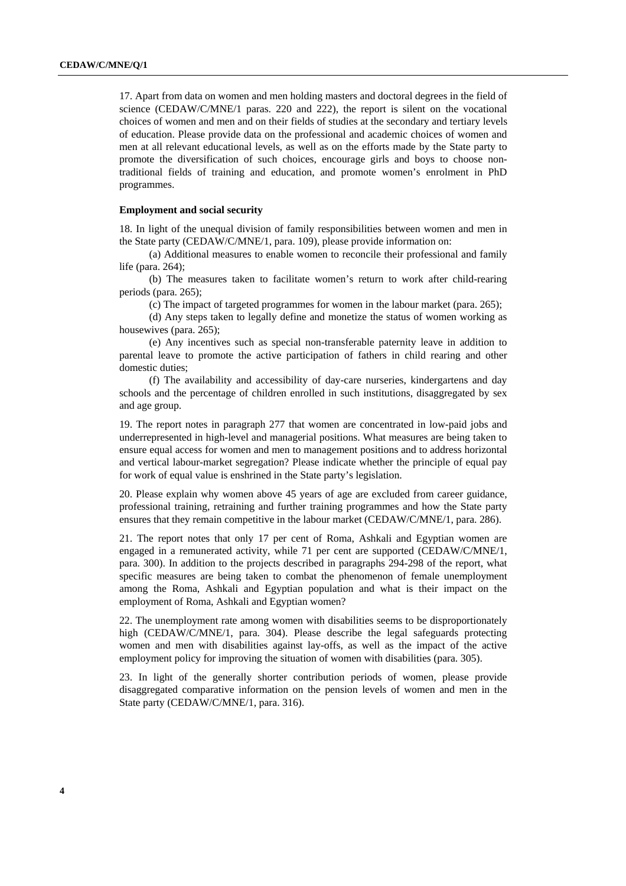17. Apart from data on women and men holding masters and doctoral degrees in the field of science (CEDAW/C/MNE/1 paras. 220 and 222), the report is silent on the vocational choices of women and men and on their fields of studies at the secondary and tertiary levels of education. Please provide data on the professional and academic choices of women and men at all relevant educational levels, as well as on the efforts made by the State party to promote the diversification of such choices, encourage girls and boys to choose non-traditional fields of training and education, and promote women's enrolment in PhD programmes.

### Employment and social security

18. In light of the unequal division of family responsibilities between women and men in the State party (CEDAW/C/MNE/1, para. 109), please provide information on:

(a) Additional measures to enable women to reconcile their professional and family life (para. 264);

(b) The measures taken to facilitate women's return to work after child-rearing periods (para. 265);

(c) The impact of targeted programmes for women in the labour market (para. 265);

(d) Any steps taken to legally define and monetize the status of women working as housewives (para. 265);

(e) Any incentives such as special non-transferable paternity leave in addition to parental leave to promote the active participation of fathers in child rearing and other domestic duties;

(f) The availability and accessibility of day-care nurseries, kindergartens and day schools and the percentage of children enrolled in such institutions, disaggregated by sex and age group.

19. The report notes in paragraph 277 that women are concentrated in low-paid jobs and underrepresented in high-level and managerial positions. What measures are being taken to ensure equal access for women and men to management positions and to address horizontal and vertical labour-market segregation? Please indicate whether the principle of equal pay for work of equal value is enshrined in the State party's legislation.

20. Please explain why women above 45 years of age are excluded from career guidance, professional training, retraining and further training programmes and how the State party ensures that they remain competitive in the labour market (CEDAW/C/MNE/1, para. 286).

21. The report notes that only 17 per cent of Roma, Ashkali and Egyptian women are engaged in a remunerated activity, while 71 per cent are supported (CEDAW/C/MNE/1, para. 300). In addition to the projects described in paragraphs 294-298 of the report, what specific measures are being taken to combat the phenomenon of female unemployment among the Roma, Ashkali and Egyptian population and what is their impact on the employment of Roma, Ashkali and Egyptian women?

22. The unemployment rate among women with disabilities seems to be disproportionately high (CEDAW/C/MNE/1, para. 304). Please describe the legal safeguards protecting women and men with disabilities against lay-offs, as well as the impact of the active employment policy for improving the situation of women with disabilities (para. 305).

23. In light of the generally shorter contribution periods of women, please provide disaggregated comparative information on the pension levels of women and men in the State party (CEDAW/C/MNE/1, para. 316).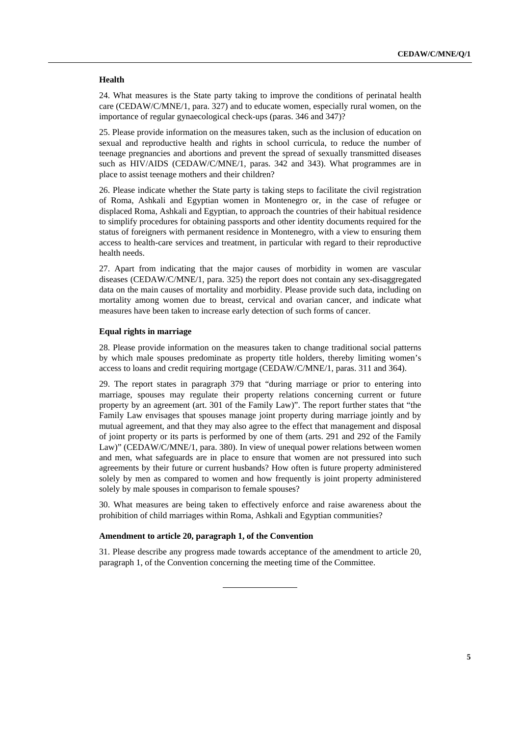### Health

24. What measures is the State party taking to improve the conditions of perinatal health care (CEDAW/C/MNE/1, para. 327) and to educate women, especially rural women, on the importance of regular gynaecological check-ups (paras. 346 and 347)?

25. Please provide information on the measures taken, such as the inclusion of education on sexual and reproductive health and rights in school curricula, to reduce the number of teenage pregnancies and abortions and prevent the spread of sexually transmitted diseases such as HIV/AIDS (CEDAW/C/MNE/1, paras. 342 and 343). What programmes are in place to assist teenage mothers and their children?

26. Please indicate whether the State party is taking steps to facilitate the civil registration of Roma, Ashkali and Egyptian women in Montenegro or, in the case of refugee or displaced Roma, Ashkali and Egyptian, to approach the countries of their habitual residence to simplify procedures for obtaining passports and other identity documents required for the status of foreigners with permanent residence in Montenegro, with a view to ensuring them access to health-care services and treatment, in particular with regard to their reproductive health needs.

27. Apart from indicating that the major causes of morbidity in women are vascular diseases (CEDAW/C/MNE/1, para. 325) the report does not contain any sex-disaggregated data on the main causes of mortality and morbidity. Please provide such data, including on mortality among women due to breast, cervical and ovarian cancer, and indicate what measures have been taken to increase early detection of such forms of cancer.

### Equal rights in marriage

28. Please provide information on the measures taken to change traditional social patterns by which male spouses predominate as property title holders, thereby limiting women's access to loans and credit requiring mortgage (CEDAW/C/MNE/1, paras. 311 and 364).

29. The report states in paragraph 379 that "during marriage or prior to entering into marriage, spouses may regulate their property relations concerning current or future property by an agreement (art. 301 of the Family Law)". The report further states that "the Family Law envisages that spouses manage joint property during marriage jointly and by mutual agreement, and that they may also agree to the effect that management and disposal of joint property or its parts is performed by one of them (arts. 291 and 292 of the Family Law)" (CEDAW/C/MNE/1, para. 380). In view of unequal power relations between women and men, what safeguards are in place to ensure that women are not pressured into such agreements by their future or current husbands? How often is future property administered solely by men as compared to women and how frequently is joint property administered solely by male spouses in comparison to female spouses?

30. What measures are being taken to effectively enforce and raise awareness about the prohibition of child marriages within Roma, Ashkali and Egyptian communities?

### Amendment to article 20, paragraph 1, of the Convention

31. Please describe any progress made towards acceptance of the amendment to article 20, paragraph 1, of the Convention concerning the meeting time of the Committee.